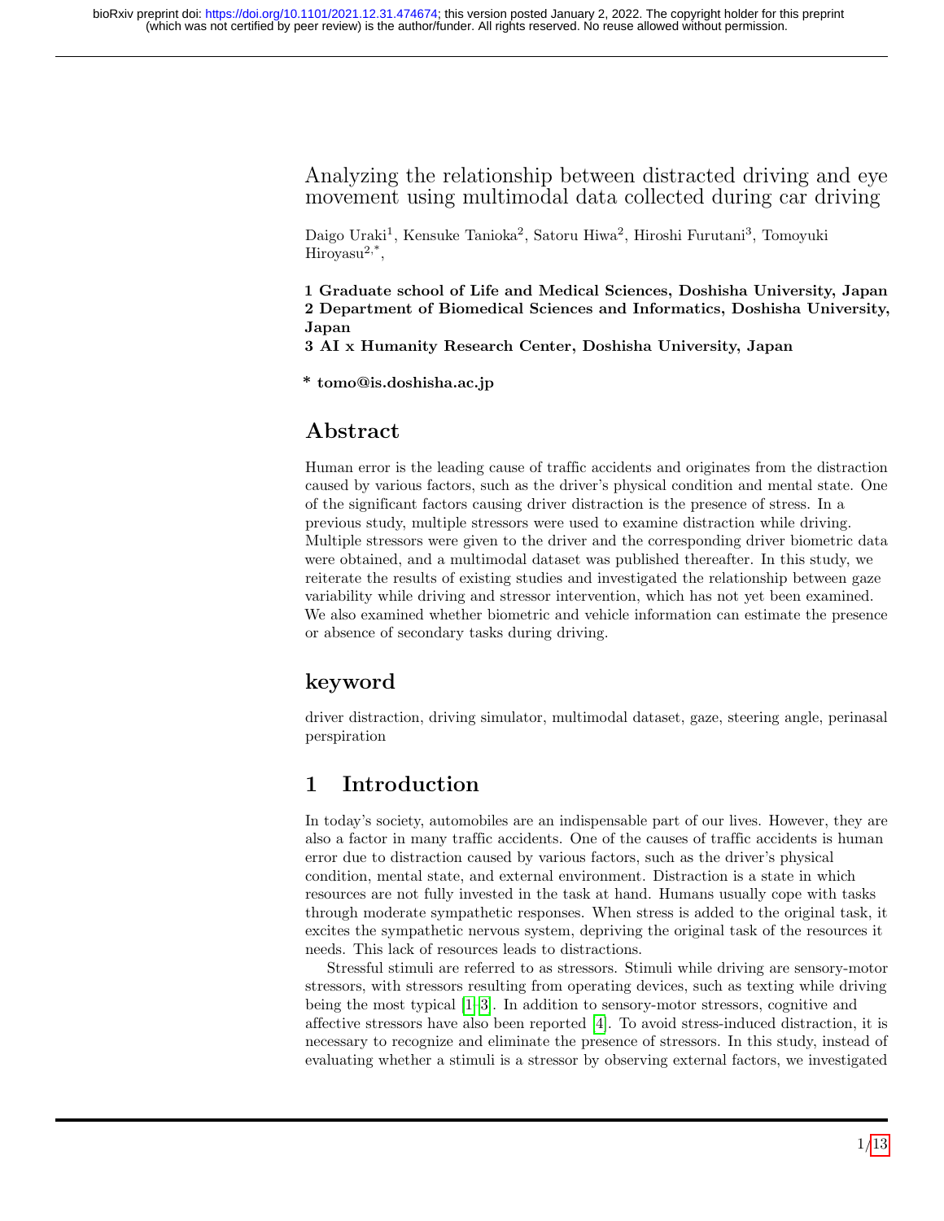# Analyzing the relationship between distracted driving and eye movement using multimodal data collected during car driving

Daigo Uraki[1], Kensuke Tanioka[2], Satoru Hiwa[2], Hiroshi Furutani[3], Tomoyuki Hiroyasu[2,*],

**1 Graduate school of Life and Medical Sciences, Doshisha University, Japan**
**2 Department of Biomedical Sciences and Informatics, Doshisha University, Japan**
**3 AI x Humanity Research Center, Doshisha University, Japan**

**\* tomo@is.doshisha.ac.jp**

## Abstract

Human error is the leading cause of traffic accidents and originates from the distraction caused by various factors, such as the driver's physical condition and mental state. One of the significant factors causing driver distraction is the presence of stress. In a previous study, multiple stressors were used to examine distraction while driving. Multiple stressors were given to the driver and the corresponding driver biometric data were obtained, and a multimodal dataset was published thereafter. In this study, we reiterate the results of existing studies and investigated the relationship between gaze variability while driving and stressor intervention, which has not yet been examined. We also examined whether biometric and vehicle information can estimate the presence or absence of secondary tasks during driving.

## keyword

driver distraction, driving simulator, multimodal dataset, gaze, steering angle, perinasal perspiration

## 1 Introduction

In today's society, automobiles are an indispensable part of our lives. However, they are also a factor in many traffic accidents. One of the causes of traffic accidents is human error due to distraction caused by various factors, such as the driver's physical condition, mental state, and external environment. Distraction is a state in which resources are not fully invested in the task at hand. Humans usually cope with tasks through moderate sympathetic responses. When stress is added to the original task, it excites the sympathetic nervous system, depriving the original task of the resources it needs. This lack of resources leads to distractions.

Stressful stimuli are referred to as stressors. Stimuli while driving are sensory-motor stressors, with stressors resulting from operating devices, such as texting while driving being the most typical [1–3]. In addition to sensory-motor stressors, cognitive and affective stressors have also been reported [4]. To avoid stress-induced distraction, it is necessary to recognize and eliminate the presence of stressors. In this study, instead of evaluating whether a stimuli is a stressor by observing external factors, we investigated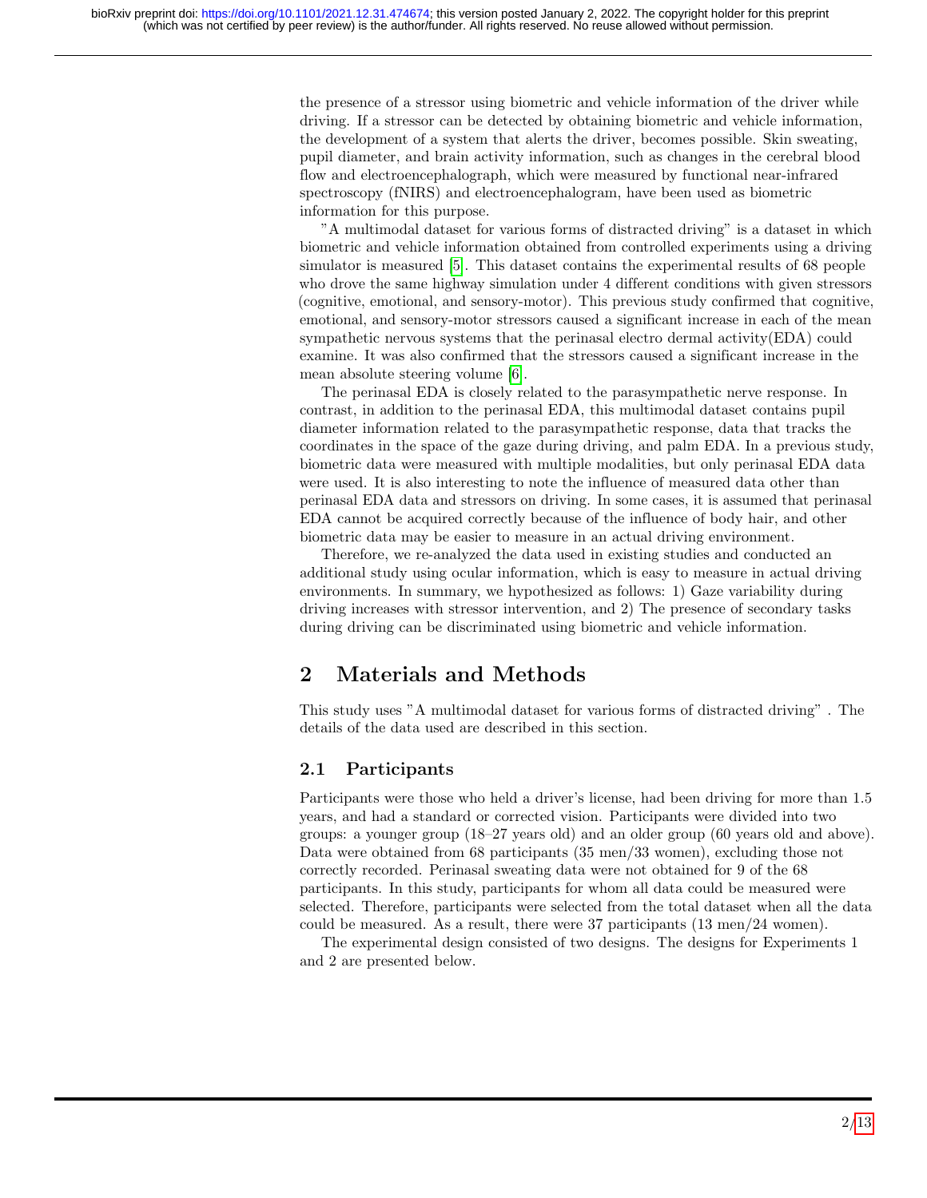the presence of a stressor using biometric and vehicle information of the driver while driving. If a stressor can be detected by obtaining biometric and vehicle information, the development of a system that alerts the driver, becomes possible. Skin sweating, pupil diameter, and brain activity information, such as changes in the cerebral blood flow and electroencephalograph, which were measured by functional near-infrared spectroscopy (fNIRS) and electroencephalogram, have been used as biometric information for this purpose.

"A multimodal dataset for various forms of distracted driving" is a dataset in which biometric and vehicle information obtained from controlled experiments using a driving simulator is measured [5]. This dataset contains the experimental results of 68 people who drove the same highway simulation under 4 different conditions with given stressors (cognitive, emotional, and sensory-motor). This previous study confirmed that cognitive, emotional, and sensory-motor stressors caused a significant increase in each of the mean sympathetic nervous systems that the perinasal electro dermal activity(EDA) could examine. It was also confirmed that the stressors caused a significant increase in the mean absolute steering volume [6].

The perinasal EDA is closely related to the parasympathetic nerve response. In contrast, in addition to the perinasal EDA, this multimodal dataset contains pupil diameter information related to the parasympathetic response, data that tracks the coordinates in the space of the gaze during driving, and palm EDA. In a previous study, biometric data were measured with multiple modalities, but only perinasal EDA data were used. It is also interesting to note the influence of measured data other than perinasal EDA data and stressors on driving. In some cases, it is assumed that perinasal EDA cannot be acquired correctly because of the influence of body hair, and other biometric data may be easier to measure in an actual driving environment.

Therefore, we re-analyzed the data used in existing studies and conducted an additional study using ocular information, which is easy to measure in actual driving environments. In summary, we hypothesized as follows: 1) Gaze variability during driving increases with stressor intervention, and 2) The presence of secondary tasks during driving can be discriminated using biometric and vehicle information.

# 2 Materials and Methods

This study uses "A multimodal dataset for various forms of distracted driving" . The details of the data used are described in this section.

## 2.1 Participants

Participants were those who held a driver's license, had been driving for more than 1.5 years, and had a standard or corrected vision. Participants were divided into two groups: a younger group (18–27 years old) and an older group (60 years old and above). Data were obtained from 68 participants (35 men/33 women), excluding those not correctly recorded. Perinasal sweating data were not obtained for 9 of the 68 participants. In this study, participants for whom all data could be measured were selected. Therefore, participants were selected from the total dataset when all the data could be measured. As a result, there were 37 participants (13 men/24 women).

The experimental design consisted of two designs. The designs for Experiments 1 and 2 are presented below.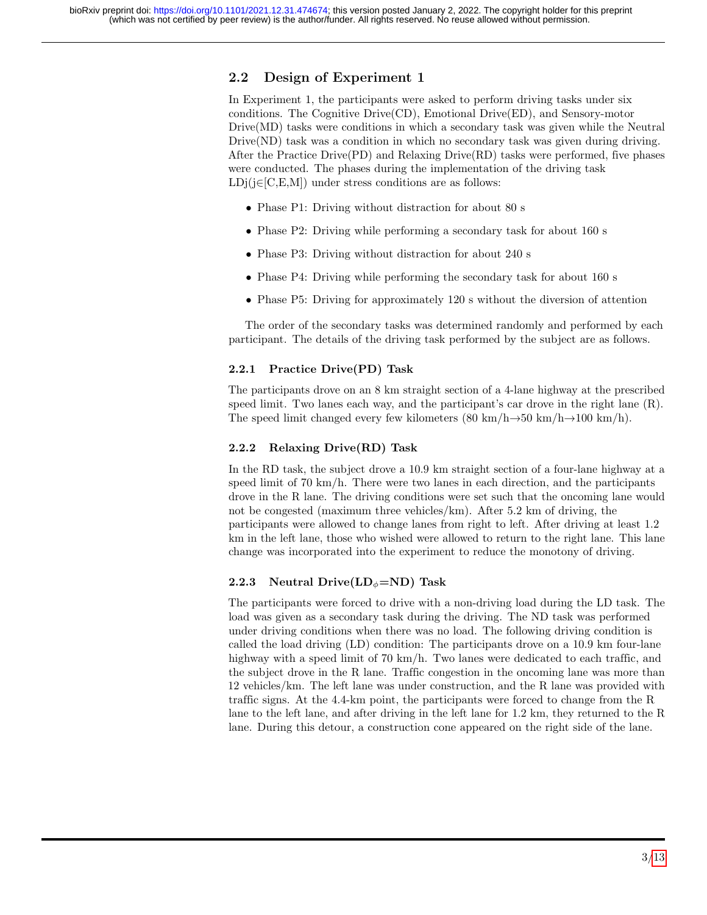## 2.2 Design of Experiment 1

In Experiment 1, the participants were asked to perform driving tasks under six conditions. The Cognitive Drive(CD), Emotional Drive(ED), and Sensory-motor Drive(MD) tasks were conditions in which a secondary task was given while the Neutral Drive(ND) task was a condition in which no secondary task was given during driving. After the Practice Drive(PD) and Relaxing Drive(RD) tasks were performed, five phases were conducted. The phases during the implementation of the driving task LDj($j \in$[C,E,M]) under stress conditions are as follows:

- Phase P1: Driving without distraction for about 80 s
- Phase P2: Driving while performing a secondary task for about 160 s
- Phase P3: Driving without distraction for about 240 s
- Phase P4: Driving while performing the secondary task for about 160 s
- Phase P5: Driving for approximately 120 s without the diversion of attention

The order of the secondary tasks was determined randomly and performed by each participant. The details of the driving task performed by the subject are as follows.

### 2.2.1 Practice Drive(PD) Task

The participants drove on an 8 km straight section of a 4-lane highway at the prescribed speed limit. Two lanes each way, and the participant's car drove in the right lane (R). The speed limit changed every few kilometers (80 km/h→50 km/h→100 km/h).

### 2.2.2 Relaxing Drive(RD) Task

In the RD task, the subject drove a 10.9 km straight section of a four-lane highway at a speed limit of 70 km/h. There were two lanes in each direction, and the participants drove in the R lane. The driving conditions were set such that the oncoming lane would not be congested (maximum three vehicles/km). After 5.2 km of driving, the participants were allowed to change lanes from right to left. After driving at least 1.2 km in the left lane, those who wished were allowed to return to the right lane. This lane change was incorporated into the experiment to reduce the monotony of driving.

### 2.2.3 Neutral Drive($LD_\phi$=ND) Task

The participants were forced to drive with a non-driving load during the LD task. The load was given as a secondary task during the driving. The ND task was performed under driving conditions when there was no load. The following driving condition is called the load driving (LD) condition: The participants drove on a 10.9 km four-lane highway with a speed limit of 70 km/h. Two lanes were dedicated to each traffic, and the subject drove in the R lane. Traffic congestion in the oncoming lane was more than 12 vehicles/km. The left lane was under construction, and the R lane was provided with traffic signs. At the 4.4-km point, the participants were forced to change from the R lane to the left lane, and after driving in the left lane for 1.2 km, they returned to the R lane. During this detour, a construction cone appeared on the right side of the lane.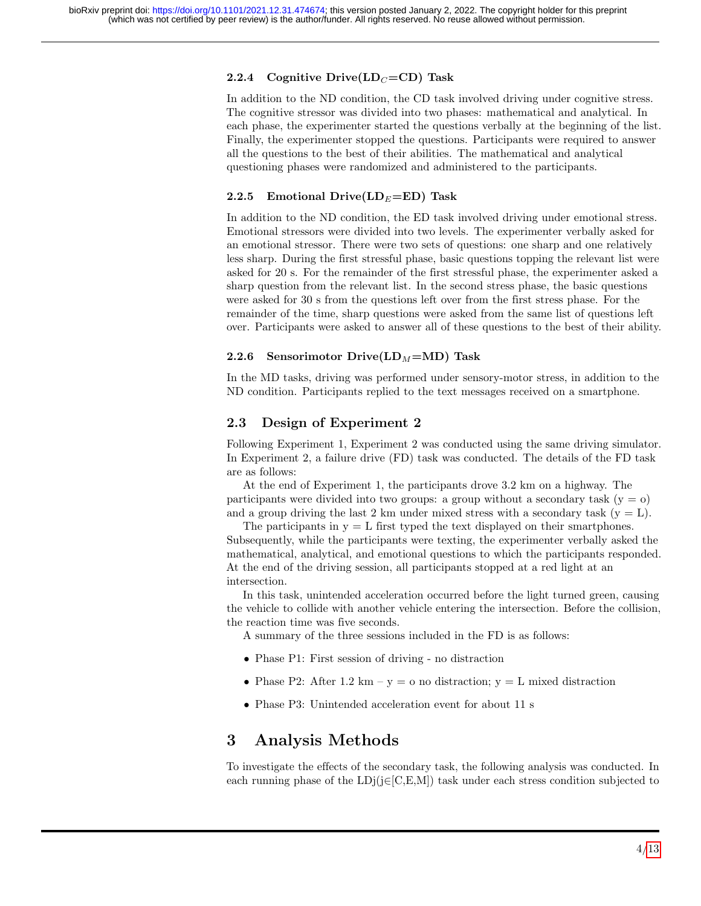### 2.2.4 Cognitive Drive($LD_C$=CD) Task

In addition to the ND condition, the CD task involved driving under cognitive stress. The cognitive stressor was divided into two phases: mathematical and analytical. In each phase, the experimenter started the questions verbally at the beginning of the list. Finally, the experimenter stopped the questions. Participants were required to answer all the questions to the best of their abilities. The mathematical and analytical questioning phases were randomized and administered to the participants.

### 2.2.5 Emotional Drive($LD_E$=ED) Task

In addition to the ND condition, the ED task involved driving under emotional stress. Emotional stressors were divided into two levels. The experimenter verbally asked for an emotional stressor. There were two sets of questions: one sharp and one relatively less sharp. During the first stressful phase, basic questions topping the relevant list were asked for 20 s. For the remainder of the first stressful phase, the experimenter asked a sharp question from the relevant list. In the second stress phase, the basic questions were asked for 30 s from the questions left over from the first stress phase. For the remainder of the time, sharp questions were asked from the same list of questions left over. Participants were asked to answer all of these questions to the best of their ability.

### 2.2.6 Sensorimotor Drive($LD_M$=MD) Task

In the MD tasks, driving was performed under sensory-motor stress, in addition to the ND condition. Participants replied to the text messages received on a smartphone.

## 2.3 Design of Experiment 2

Following Experiment 1, Experiment 2 was conducted using the same driving simulator. In Experiment 2, a failure drive (FD) task was conducted. The details of the FD task are as follows:

At the end of Experiment 1, the participants drove 3.2 km on a highway. The participants were divided into two groups: a group without a secondary task (y = o) and a group driving the last 2 km under mixed stress with a secondary task (y = L).

The participants in y = L first typed the text displayed on their smartphones. Subsequently, while the participants were texting, the experimenter verbally asked the mathematical, analytical, and emotional questions to which the participants responded. At the end of the driving session, all participants stopped at a red light at an intersection.

In this task, unintended acceleration occurred before the light turned green, causing the vehicle to collide with another vehicle entering the intersection. Before the collision, the reaction time was five seconds.

A summary of the three sessions included in the FD is as follows:

- Phase P1: First session of driving - no distraction
- Phase P2: After 1.2 km – y = o no distraction; y = L mixed distraction
- Phase P3: Unintended acceleration event for about 11 s

# 3 Analysis Methods

To investigate the effects of the secondary task, the following analysis was conducted. In each running phase of the LDj(j∈[C,E,M]) task under each stress condition subjected to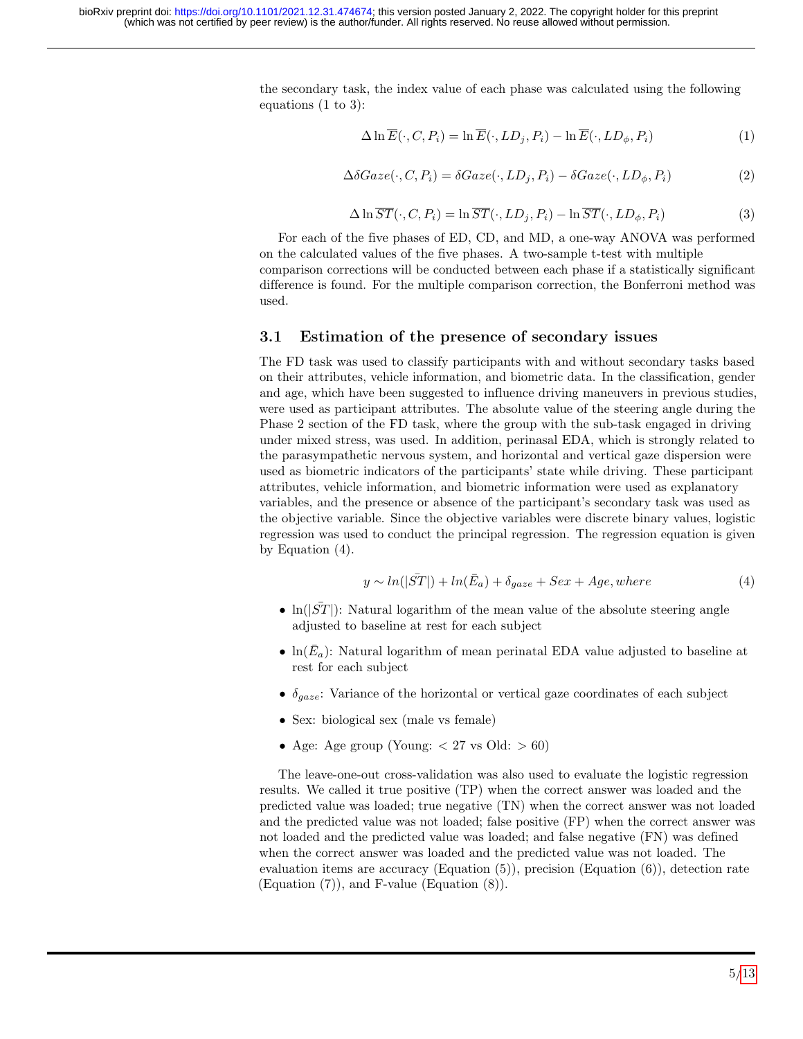the secondary task, the index value of each phase was calculated using the following equations (1 to 3):

$$\Delta \ln \overline{E}(\cdot, C, P_i) = \ln \overline{E}(\cdot, LD_j, P_i) - \ln \overline{E}(\cdot, LD_\phi, P_i) \tag{1}$$

$$\Delta \delta Gaze(\cdot, C, P_i) = \delta Gaze(\cdot, LD_j, P_i) - \delta Gaze(\cdot, LD_\phi, P_i) \tag{2}$$

$$\Delta \ln \overline{ST}(\cdot, C, P_i) = \ln \overline{ST}(\cdot, LD_j, P_i) - \ln \overline{ST}(\cdot, LD_\phi, P_i) \tag{3}$$

For each of the five phases of ED, CD, and MD, a one-way ANOVA was performed on the calculated values of the five phases. A two-sample t-test with multiple comparison corrections will be conducted between each phase if a statistically significant difference is found. For the multiple comparison correction, the Bonferroni method was used.

## 3.1 Estimation of the presence of secondary issues

The FD task was used to classify participants with and without secondary tasks based on their attributes, vehicle information, and biometric data. In the classification, gender and age, which have been suggested to influence driving maneuvers in previous studies, were used as participant attributes. The absolute value of the steering angle during the Phase 2 section of the FD task, where the group with the sub-task engaged in driving under mixed stress, was used. In addition, perinasal EDA, which is strongly related to the parasympathetic nervous system, and horizontal and vertical gaze dispersion were used as biometric indicators of the participants' state while driving. These participant attributes, vehicle information, and biometric information were used as explanatory variables, and the presence or absence of the participant's secondary task was used as the objective variable. Since the objective variables were discrete binary values, logistic regression was used to conduct the principal regression. The regression equation is given by Equation (4).

$$y \sim ln(|\bar{ST}|) + ln(\bar{E}_a) + \delta_{gaze} + Sex + Age, where \tag{4}$$

- $\ln(|\bar{ST}|)$: Natural logarithm of the mean value of the absolute steering angle adjusted to baseline at rest for each subject
- $\ln(\bar{E}_a)$: Natural logarithm of mean perinatal EDA value adjusted to baseline at rest for each subject
- $\delta_{gaze}$: Variance of the horizontal or vertical gaze coordinates of each subject
- Sex: biological sex (male vs female)
- Age: Age group (Young: $< 27$ vs Old: $> 60$)

The leave-one-out cross-validation was also used to evaluate the logistic regression results. We called it true positive (TP) when the correct answer was loaded and the predicted value was loaded; true negative (TN) when the correct answer was not loaded and the predicted value was not loaded; false positive (FP) when the correct answer was not loaded and the predicted value was loaded; and false negative (FN) was defined when the correct answer was loaded and the predicted value was not loaded. The evaluation items are accuracy (Equation (5)), precision (Equation (6)), detection rate (Equation (7)), and F-value (Equation (8)).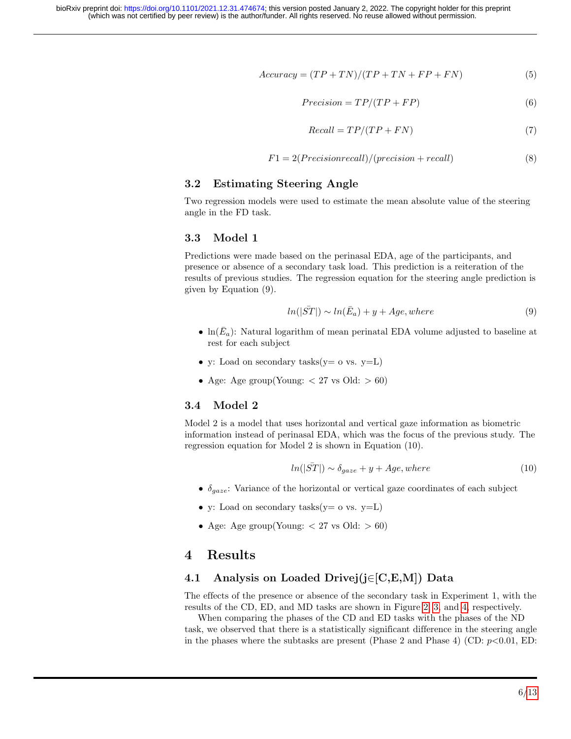$$Accuracy = (TP + TN)/(TP + TN + FP + FN) \tag{5}$$

$$Precision = TP/(TP + FP) \tag{6}$$

$$Recall = TP/(TP + FN) \tag{7}$$

$$F1 = 2(Precisionrecall)/(precision + recall) \tag{8}$$

### 3.2 Estimating Steering Angle

Two regression models were used to estimate the mean absolute value of the steering angle in the FD task.

### 3.3 Model 1

Predictions were made based on the perinasal EDA, age of the participants, and presence or absence of a secondary task load. This prediction is a reiteration of the results of previous studies. The regression equation for the steering angle prediction is given by Equation (9).

$$ln(|\bar{ST}|) \sim ln(\bar{E}_a) + y + Age, where \tag{9}$$

- $\ln(\bar{E}_a)$: Natural logarithm of mean perinatal EDA volume adjusted to baseline at rest for each subject
- y: Load on secondary tasks(y= o vs. y=L)
- Age: Age group(Young: $< 27$ vs Old: $> 60$)

### 3.4 Model 2

Model 2 is a model that uses horizontal and vertical gaze information as biometric information instead of perinasal EDA, which was the focus of the previous study. The regression equation for Model 2 is shown in Equation (10).

$$ln(|\bar{ST}|) \sim \delta_{gaze} + y + Age, where \tag{10}$$

- $\delta_{gaze}$: Variance of the horizontal or vertical gaze coordinates of each subject
- y: Load on secondary tasks(y= o vs. y=L)
- Age: Age group(Young: $< 27$ vs Old: $> 60$)

## 4 Results

### 4.1 Analysis on Loaded Drivej(j∈[C,E,M]) Data

The effects of the presence or absence of the secondary task in Experiment 1, with the results of the CD, ED, and MD tasks are shown in Figure 2, 3, and 4, respectively.

When comparing the phases of the CD and ED tasks with the phases of the ND task, we observed that there is a statistically significant difference in the steering angle in the phases where the subtasks are present (Phase 2 and Phase 4) (CD: $p<0.01$, ED: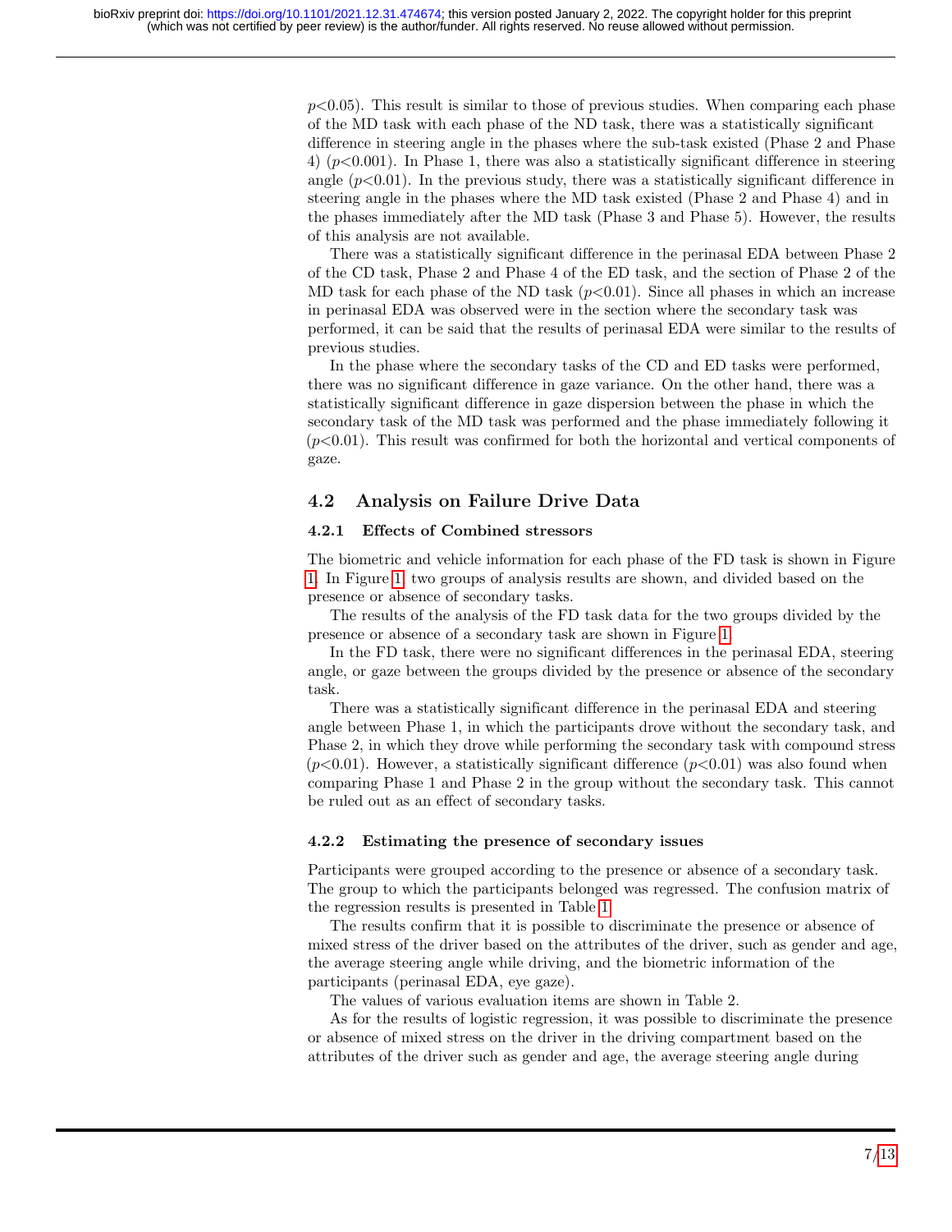$p<0.05$). This result is similar to those of previous studies. When comparing each phase of the MD task with each phase of the ND task, there was a statistically significant difference in steering angle in the phases where the sub-task existed (Phase 2 and Phase 4) ($p<0.001$). In Phase 1, there was also a statistically significant difference in steering angle ($p<0.01$). In the previous study, there was a statistically significant difference in steering angle in the phases where the MD task existed (Phase 2 and Phase 4) and in the phases immediately after the MD task (Phase 3 and Phase 5). However, the results of this analysis are not available.

There was a statistically significant difference in the perinasal EDA between Phase 2 of the CD task, Phase 2 and Phase 4 of the ED task, and the section of Phase 2 of the MD task for each phase of the ND task ($p<0.01$). Since all phases in which an increase in perinasal EDA was observed were in the section where the secondary task was performed, it can be said that the results of perinasal EDA were similar to the results of previous studies.

In the phase where the secondary tasks of the CD and ED tasks were performed, there was no significant difference in gaze variance. On the other hand, there was a statistically significant difference in gaze dispersion between the phase in which the secondary task of the MD task was performed and the phase immediately following it ($p<0.01$). This result was confirmed for both the horizontal and vertical components of gaze.

## 4.2 Analysis on Failure Drive Data

### 4.2.1 Effects of Combined stressors

The biometric and vehicle information for each phase of the FD task is shown in Figure 1. In Figure 1, two groups of analysis results are shown, and divided based on the presence or absence of secondary tasks.

The results of the analysis of the FD task data for the two groups divided by the presence or absence of a secondary task are shown in Figure 1.

In the FD task, there were no significant differences in the perinasal EDA, steering angle, or gaze between the groups divided by the presence or absence of the secondary task.

There was a statistically significant difference in the perinasal EDA and steering angle between Phase 1, in which the participants drove without the secondary task, and Phase 2, in which they drove while performing the secondary task with compound stress ($p<0.01$). However, a statistically significant difference ($p<0.01$) was also found when comparing Phase 1 and Phase 2 in the group without the secondary task. This cannot be ruled out as an effect of secondary tasks.

### 4.2.2 Estimating the presence of secondary issues

Participants were grouped according to the presence or absence of a secondary task. The group to which the participants belonged was regressed. The confusion matrix of the regression results is presented in Table 1.

The results confirm that it is possible to discriminate the presence or absence of mixed stress of the driver based on the attributes of the driver, such as gender and age, the average steering angle while driving, and the biometric information of the participants (perinasal EDA, eye gaze).

The values of various evaluation items are shown in Table 2.

As for the results of logistic regression, it was possible to discriminate the presence or absence of mixed stress on the driver in the driving compartment based on the attributes of the driver such as gender and age, the average steering angle during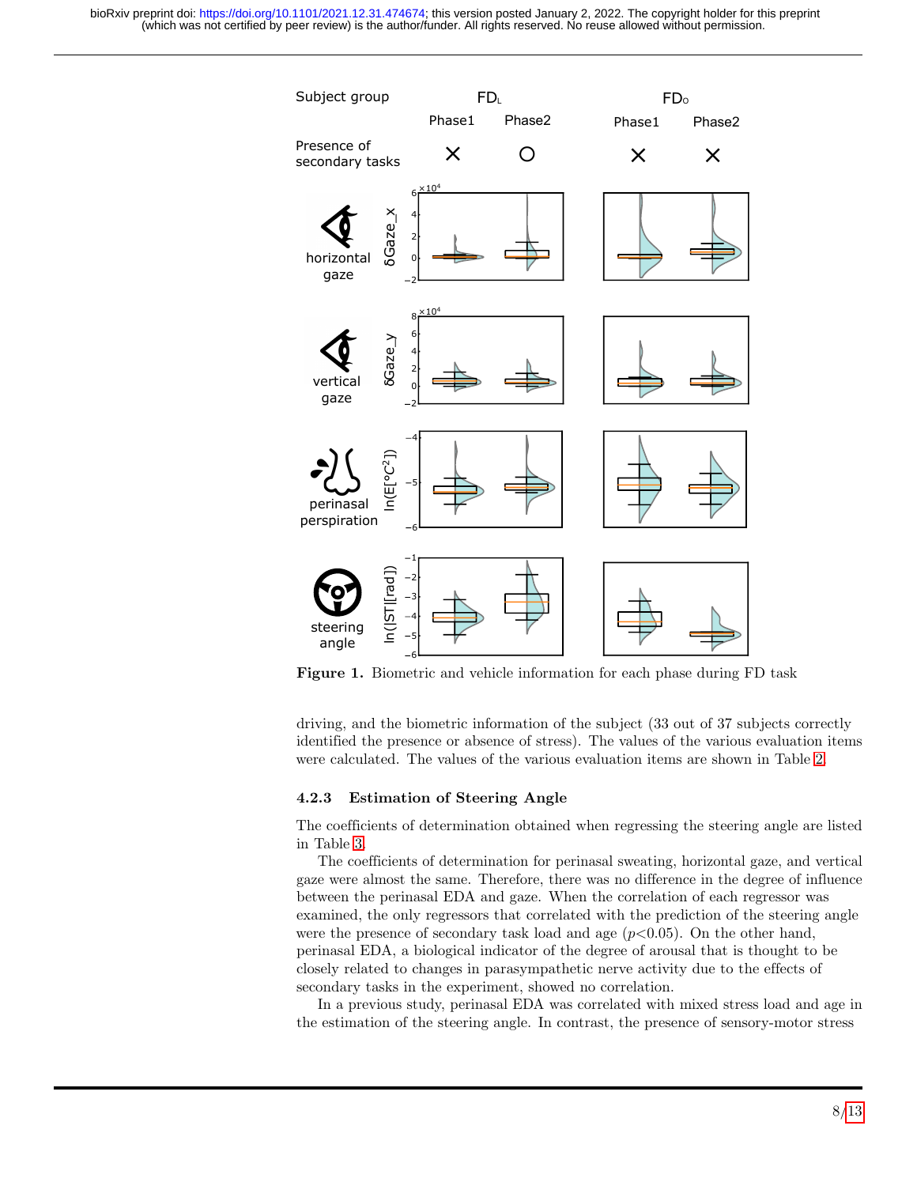Figure 1. Biometric and vehicle information for each phase during FD task

driving, and the biometric information of the subject (33 out of 37 subjects correctly identified the presence or absence of stress). The values of the various evaluation items were calculated. The values of the various evaluation items are shown in Table 2.

#### 4.2.3 Estimation of Steering Angle

The coefficients of determination obtained when regressing the steering angle are listed in Table 3.

The coefficients of determination for perinasal sweating, horizontal gaze, and vertical gaze were almost the same. Therefore, there was no difference in the degree of influence between the perinasal EDA and gaze. When the correlation of each regressor was examined, the only regressors that correlated with the prediction of the steering angle were the presence of secondary task load and age ($p<0.05$). On the other hand, perinasal EDA, a biological indicator of the degree of arousal that is thought to be closely related to changes in parasympathetic nerve activity due to the effects of secondary tasks in the experiment, showed no correlation.

In a previous study, perinasal EDA was correlated with mixed stress load and age in the estimation of the steering angle. In contrast, the presence of sensory-motor stress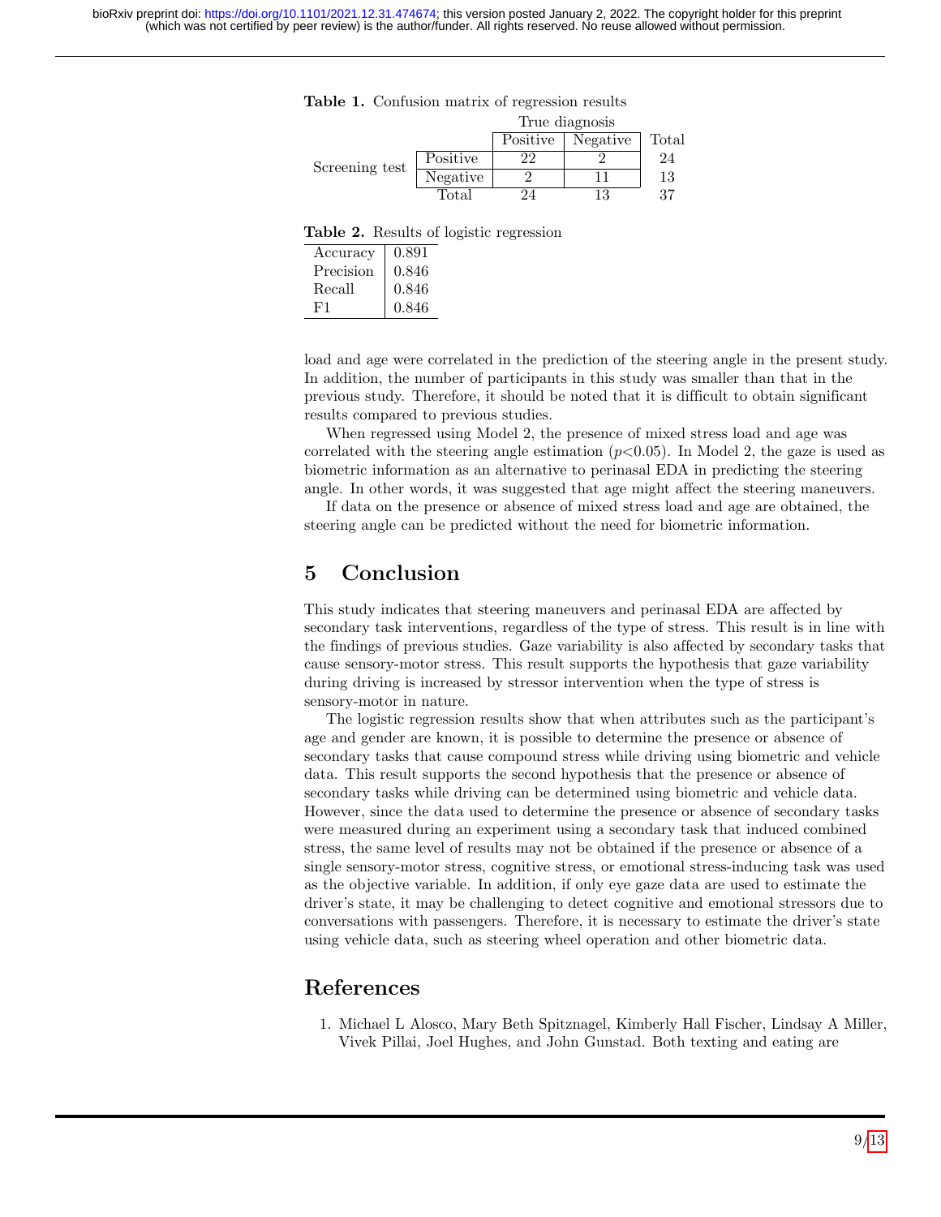**Table 1.** Confusion matrix of regression results

| | | True diagnosis | | |
|---|---|---|---|---|
| | | Positive | Negative | Total |
| Screening test | Positive | 22 | 2 | 24 |
| | Negative | 2 | 11 | 13 |
| | Total | 24 | 13 | 37 |

**Table 2.** Results of logistic regression

| | |
|---|---|
| Accuracy | 0.891 |
| Precision | 0.846 |
| Recall | 0.846 |
| F1 | 0.846 |

load and age were correlated in the prediction of the steering angle in the present study. In addition, the number of participants in this study was smaller than that in the previous study. Therefore, it should be noted that it is difficult to obtain significant results compared to previous studies.

When regressed using Model 2, the presence of mixed stress load and age was correlated with the steering angle estimation ($p<0.05$). In Model 2, the gaze is used as biometric information as an alternative to perinasal EDA in predicting the steering angle. In other words, it was suggested that age might affect the steering maneuvers.

If data on the presence or absence of mixed stress load and age are obtained, the steering angle can be predicted without the need for biometric information.

## 5 Conclusion

This study indicates that steering maneuvers and perinasal EDA are affected by secondary task interventions, regardless of the type of stress. This result is in line with the findings of previous studies. Gaze variability is also affected by secondary tasks that cause sensory-motor stress. This result supports the hypothesis that gaze variability during driving is increased by stressor intervention when the type of stress is sensory-motor in nature.

The logistic regression results show that when attributes such as the participant's age and gender are known, it is possible to determine the presence or absence of secondary tasks that cause compound stress while driving using biometric and vehicle data. This result supports the second hypothesis that the presence or absence of secondary tasks while driving can be determined using biometric and vehicle data. However, since the data used to determine the presence or absence of secondary tasks were measured during an experiment using a secondary task that induced combined stress, the same level of results may not be obtained if the presence or absence of a single sensory-motor stress, cognitive stress, or emotional stress-inducing task was used as the objective variable. In addition, if only eye gaze data are used to estimate the driver's state, it may be challenging to detect cognitive and emotional stressors due to conversations with passengers. Therefore, it is necessary to estimate the driver's state using vehicle data, such as steering wheel operation and other biometric data.

## References

1. Michael L Alosco, Mary Beth Spitznagel, Kimberly Hall Fischer, Lindsay A Miller, Vivek Pillai, Joel Hughes, and John Gunstad. Both texting and eating are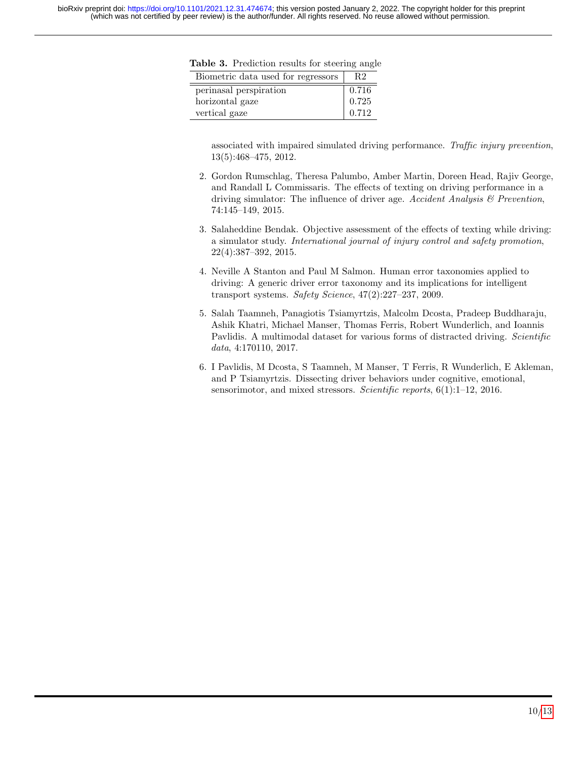**Table 3.** Prediction results for steering angle

| Biometric data used for regressors | R2 |
|---|---|
| perinasal perspiration | 0.716 |
| horizontal gaze | 0.725 |
| vertical gaze | 0.712 |

associated with impaired simulated driving performance. *Traffic injury prevention*, 13(5):468–475, 2012.

2. Gordon Rumschlag, Theresa Palumbo, Amber Martin, Doreen Head, Rajiv George, and Randall L Commissaris. The effects of texting on driving performance in a driving simulator: The influence of driver age. *Accident Analysis & Prevention*, 74:145–149, 2015.

3. Salaheddine Bendak. Objective assessment of the effects of texting while driving: a simulator study. *International journal of injury control and safety promotion*, 22(4):387–392, 2015.

4. Neville A Stanton and Paul M Salmon. Human error taxonomies applied to driving: A generic driver error taxonomy and its implications for intelligent transport systems. *Safety Science*, 47(2):227–237, 2009.

5. Salah Taamneh, Panagiotis Tsiamyrtzis, Malcolm Dcosta, Pradeep Buddharaju, Ashik Khatri, Michael Manser, Thomas Ferris, Robert Wunderlich, and Ioannis Pavlidis. A multimodal dataset for various forms of distracted driving. *Scientific data*, 4:170110, 2017.

6. I Pavlidis, M Dcosta, S Taamneh, M Manser, T Ferris, R Wunderlich, E Akleman, and P Tsiamyrtzis. Dissecting driver behaviors under cognitive, emotional, sensorimotor, and mixed stressors. *Scientific reports*, 6(1):1–12, 2016.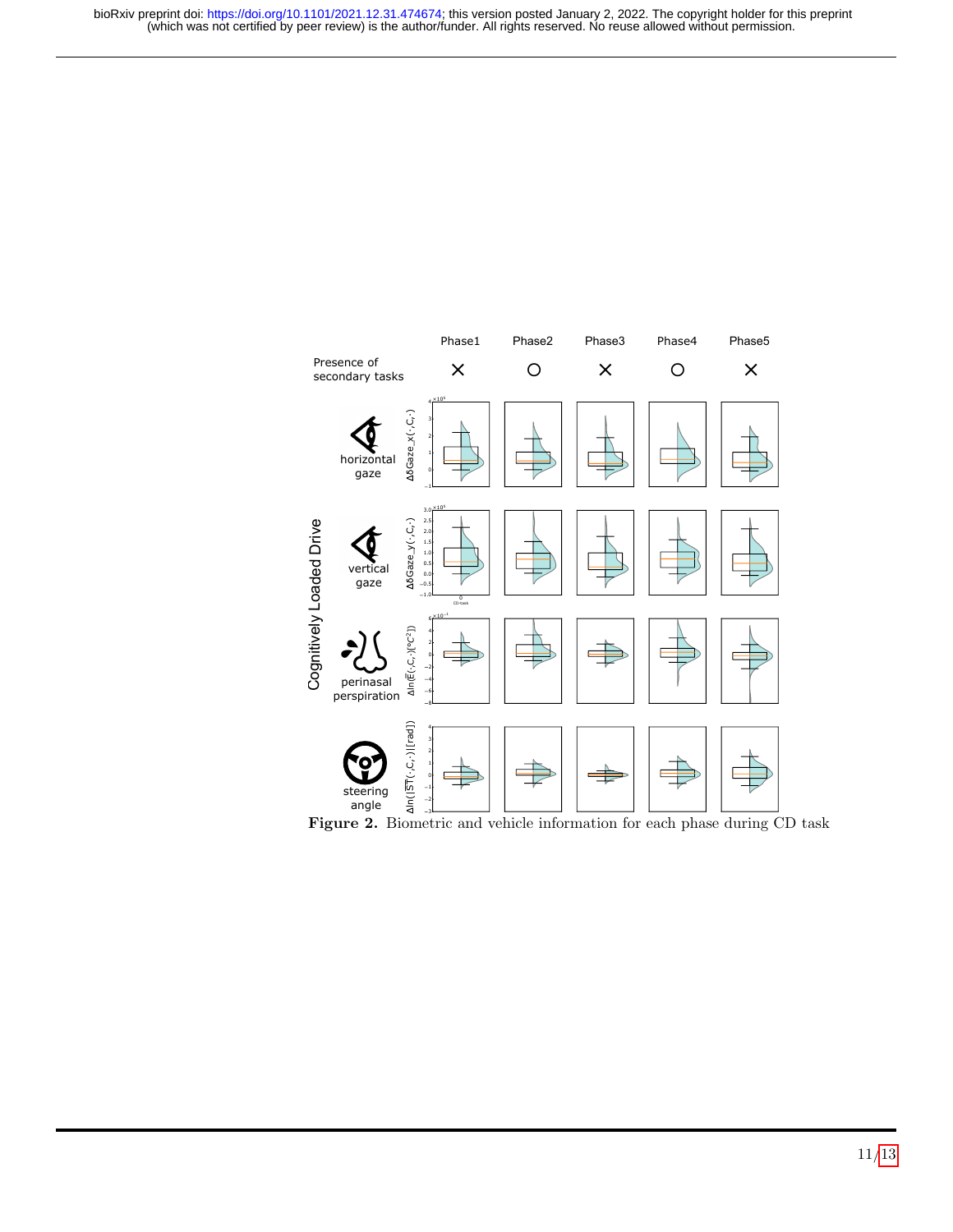**Figure 2.** Biometric and vehicle information for each phase during CD task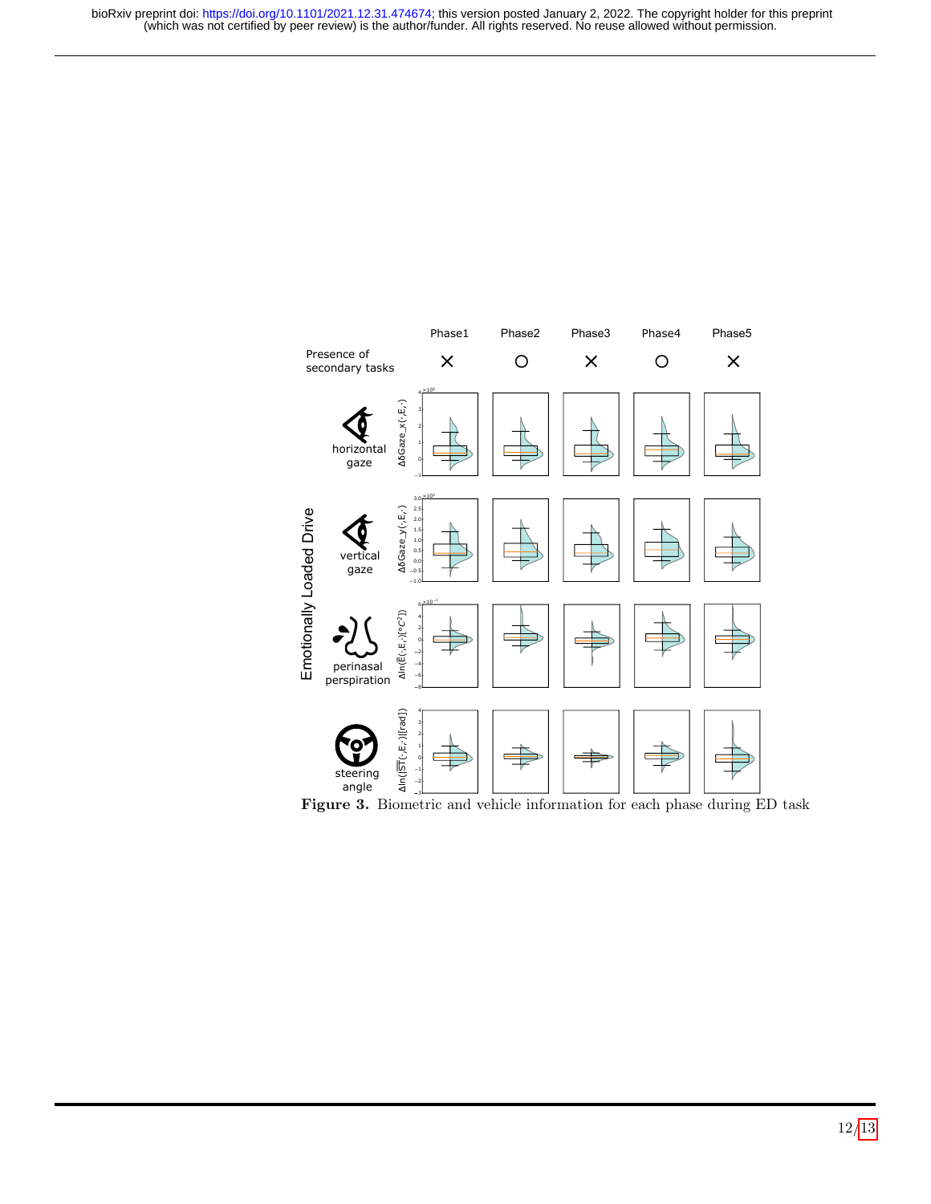**Figure 3.** Biometric and vehicle information for each phase during ED task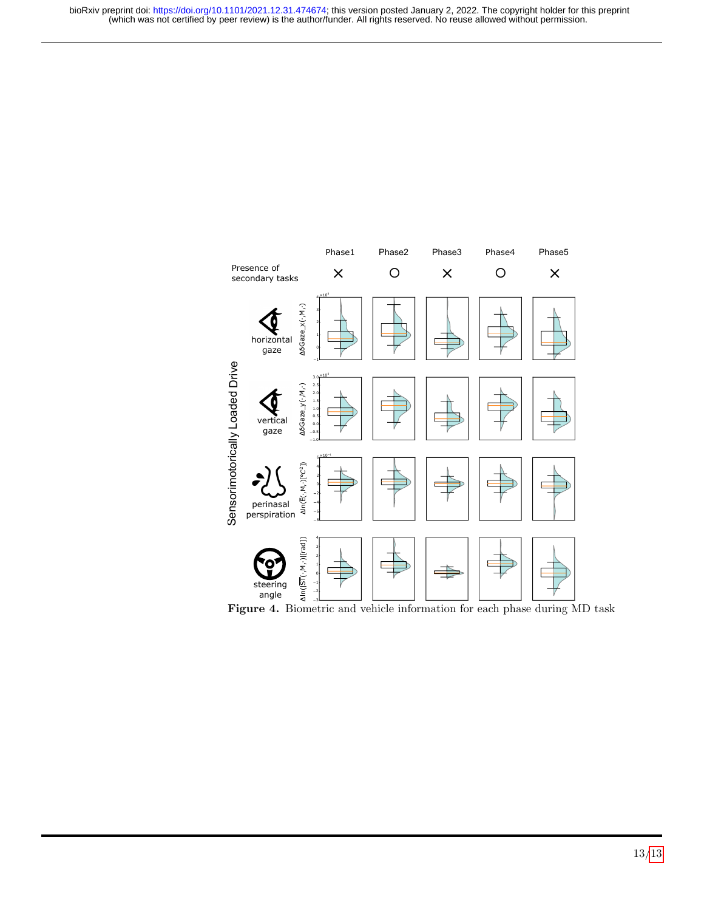Phase1 Phase2 Phase3 Phase4 Phase5

Presence of secondary tasks × ○ × ○ ×

Sensorimotorically Loaded Drive

horizontal gaze

vertical gaze

perinasal perspiration

steering angle

**Figure 4.** Biometric and vehicle information for each phase during MD task